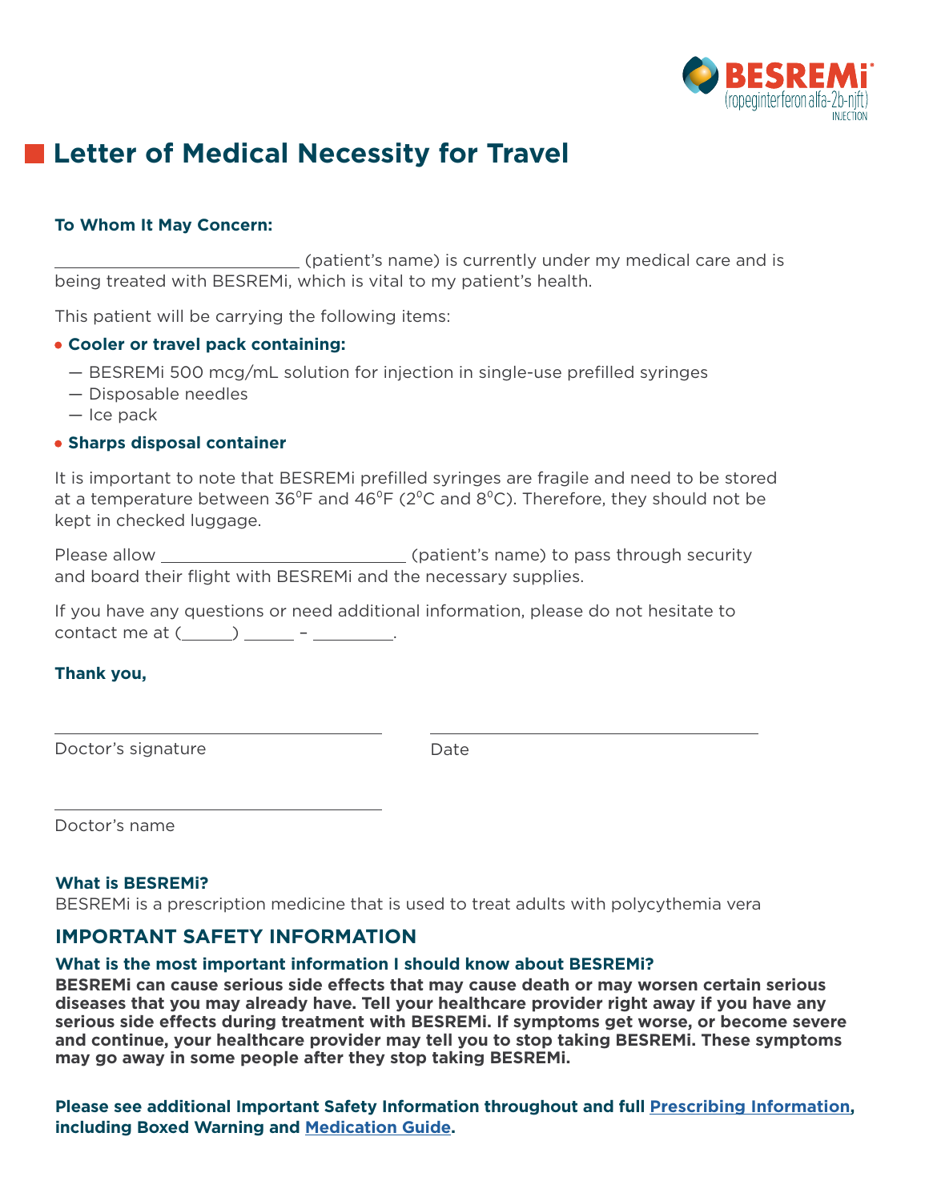BESREMi® (ropeginterferon alfa-2b-njft) INJECTION

# Letter of Medical Necessity for Travel

**To Whom It May Concern:**

__________________________ (patient's name) is currently under my medical care and is being treated with BESREMi, which is vital to my patient's health.

This patient will be carrying the following items:

- **Cooler or travel pack containing:**
  - — BESREMi 500 mcg/mL solution for injection in single-use prefilled syringes
  - — Disposable needles
  - — Ice pack
- **Sharps disposal container**

It is important to note that BESREMi prefilled syringes are fragile and need to be stored at a temperature between 36°F and 46°F (2°C and 8°C). Therefore, they should not be kept in checked luggage.

Please allow __________________________ (patient's name) to pass through security and board their flight with BESREMi and the necessary supplies.

If you have any questions or need additional information, please do not hesitate to contact me at (_____) _____ – ________.

**Thank you,**

________________________________ ________________________________

Doctor's signature Date

________________________________

Doctor's name

**What is BESREMi?**

BESREMi is a prescription medicine that is used to treat adults with polycythemia vera

## IMPORTANT SAFETY INFORMATION

**What is the most important information I should know about BESREMi?**

**BESREMi can cause serious side effects that may cause death or may worsen certain serious diseases that you may already have. Tell your healthcare provider right away if you have any serious side effects during treatment with BESREMi. If symptoms get worse, or become severe and continue, your healthcare provider may tell you to stop taking BESREMi. These symptoms may go away in some people after they stop taking BESREMi.**

**Please see additional Important Safety Information throughout and full Prescribing Information, including Boxed Warning and Medication Guide.**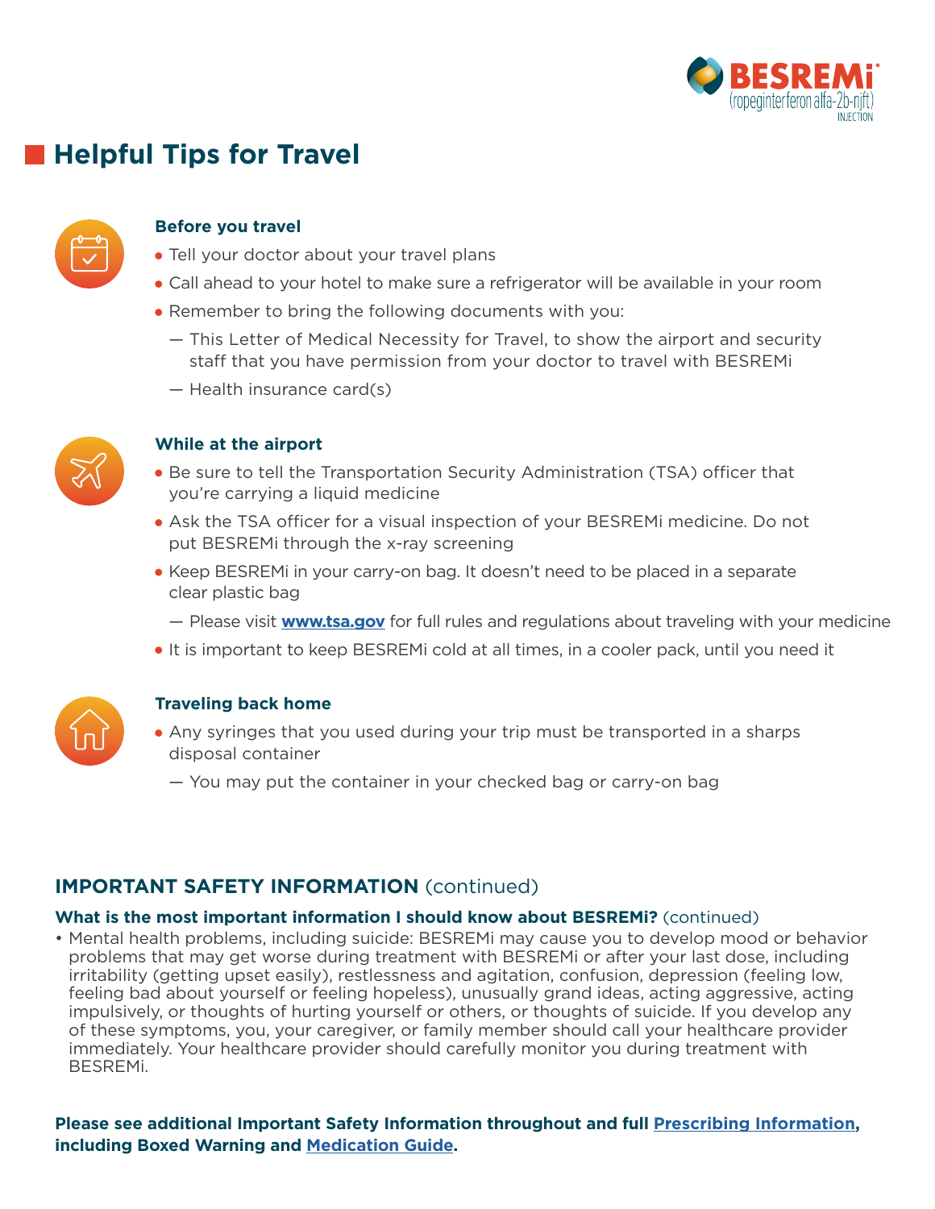# Helpful Tips for Travel

### Before you travel

- Tell your doctor about your travel plans
- Call ahead to your hotel to make sure a refrigerator will be available in your room
- Remember to bring the following documents with you:
  - This Letter of Medical Necessity for Travel, to show the airport and security staff that you have permission from your doctor to travel with BESREMi
  - Health insurance card(s)

### While at the airport

- Be sure to tell the Transportation Security Administration (TSA) officer that you're carrying a liquid medicine
- Ask the TSA officer for a visual inspection of your BESREMi medicine. Do not put BESREMi through the x-ray screening
- Keep BESREMi in your carry-on bag. It doesn't need to be placed in a separate clear plastic bag
  - Please visit **www.tsa.gov** for full rules and regulations about traveling with your medicine
- It is important to keep BESREMi cold at all times, in a cooler pack, until you need it

### Traveling back home

- Any syringes that you used during your trip must be transported in a sharps disposal container
  - You may put the container in your checked bag or carry-on bag

## IMPORTANT SAFETY INFORMATION (continued)

**What is the most important information I should know about BESREMi?** (continued)

- Mental health problems, including suicide: BESREMi may cause you to develop mood or behavior problems that may get worse during treatment with BESREMi or after your last dose, including irritability (getting upset easily), restlessness and agitation, confusion, depression (feeling low, feeling bad about yourself or feeling hopeless), unusually grand ideas, acting aggressive, acting impulsively, or thoughts of hurting yourself or others, or thoughts of suicide. If you develop any of these symptoms, you, your caregiver, or family member should call your healthcare provider immediately. Your healthcare provider should carefully monitor you during treatment with BESREMi.

**Please see additional Important Safety Information throughout and full Prescribing Information, including Boxed Warning and Medication Guide.**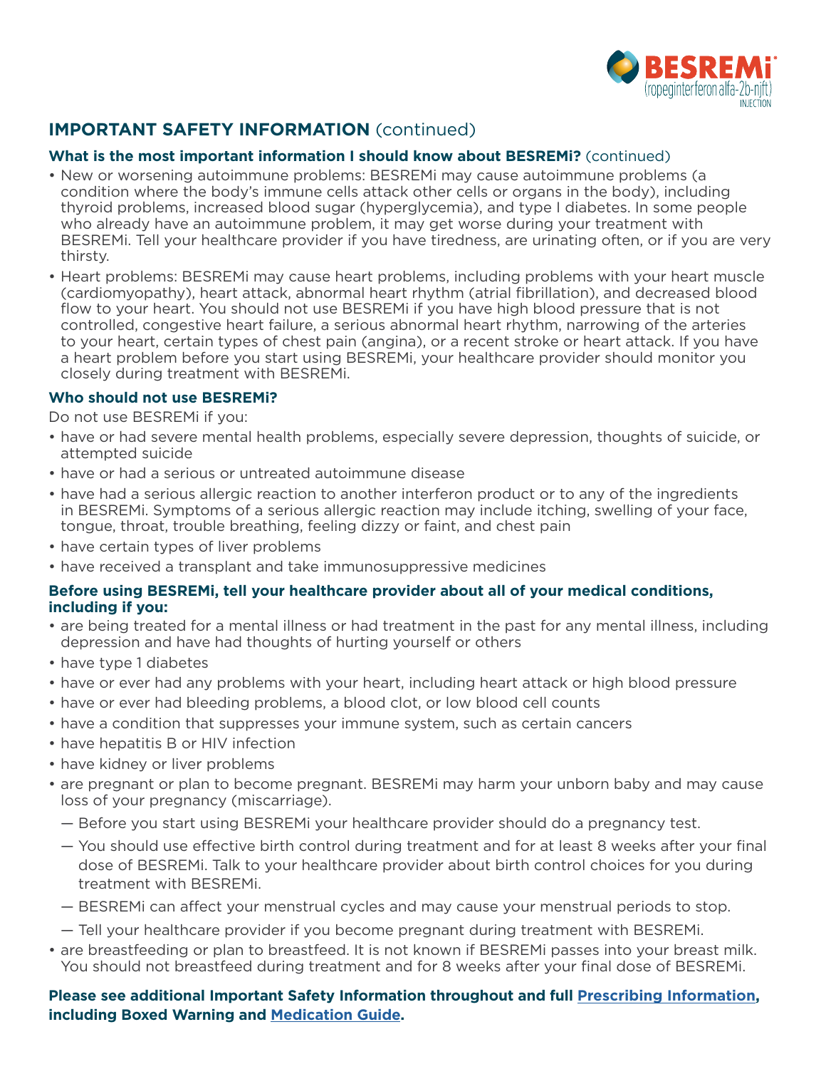## IMPORTANT SAFETY INFORMATION (continued)

**What is the most important information I should know about BESREMi?** (continued)

- New or worsening autoimmune problems: BESREMi may cause autoimmune problems (a condition where the body's immune cells attack other cells or organs in the body), including thyroid problems, increased blood sugar (hyperglycemia), and type I diabetes. In some people who already have an autoimmune problem, it may get worse during your treatment with BESREMi. Tell your healthcare provider if you have tiredness, are urinating often, or if you are very thirsty.
- Heart problems: BESREMi may cause heart problems, including problems with your heart muscle (cardiomyopathy), heart attack, abnormal heart rhythm (atrial fibrillation), and decreased blood flow to your heart. You should not use BESREMi if you have high blood pressure that is not controlled, congestive heart failure, a serious abnormal heart rhythm, narrowing of the arteries to your heart, certain types of chest pain (angina), or a recent stroke or heart attack. If you have a heart problem before you start using BESREMi, your healthcare provider should monitor you closely during treatment with BESREMi.

**Who should not use BESREMi?**

Do not use BESREMi if you:

- have or had severe mental health problems, especially severe depression, thoughts of suicide, or attempted suicide
- have or had a serious or untreated autoimmune disease
- have had a serious allergic reaction to another interferon product or to any of the ingredients in BESREMi. Symptoms of a serious allergic reaction may include itching, swelling of your face, tongue, throat, trouble breathing, feeling dizzy or faint, and chest pain
- have certain types of liver problems
- have received a transplant and take immunosuppressive medicines

**Before using BESREMi, tell your healthcare provider about all of your medical conditions, including if you:**

- are being treated for a mental illness or had treatment in the past for any mental illness, including depression and have had thoughts of hurting yourself or others
- have type 1 diabetes
- have or ever had any problems with your heart, including heart attack or high blood pressure
- have or ever had bleeding problems, a blood clot, or low blood cell counts
- have a condition that suppresses your immune system, such as certain cancers
- have hepatitis B or HIV infection
- have kidney or liver problems
- are pregnant or plan to become pregnant. BESREMi may harm your unborn baby and may cause loss of your pregnancy (miscarriage).
  - Before you start using BESREMi your healthcare provider should do a pregnancy test.
  - You should use effective birth control during treatment and for at least 8 weeks after your final dose of BESREMi. Talk to your healthcare provider about birth control choices for you during treatment with BESREMi.
  - BESREMi can affect your menstrual cycles and may cause your menstrual periods to stop.
  - Tell your healthcare provider if you become pregnant during treatment with BESREMi.
- are breastfeeding or plan to breastfeed. It is not known if BESREMi passes into your breast milk. You should not breastfeed during treatment and for 8 weeks after your final dose of BESREMi.

**Please see additional Important Safety Information throughout and full Prescribing Information, including Boxed Warning and Medication Guide.**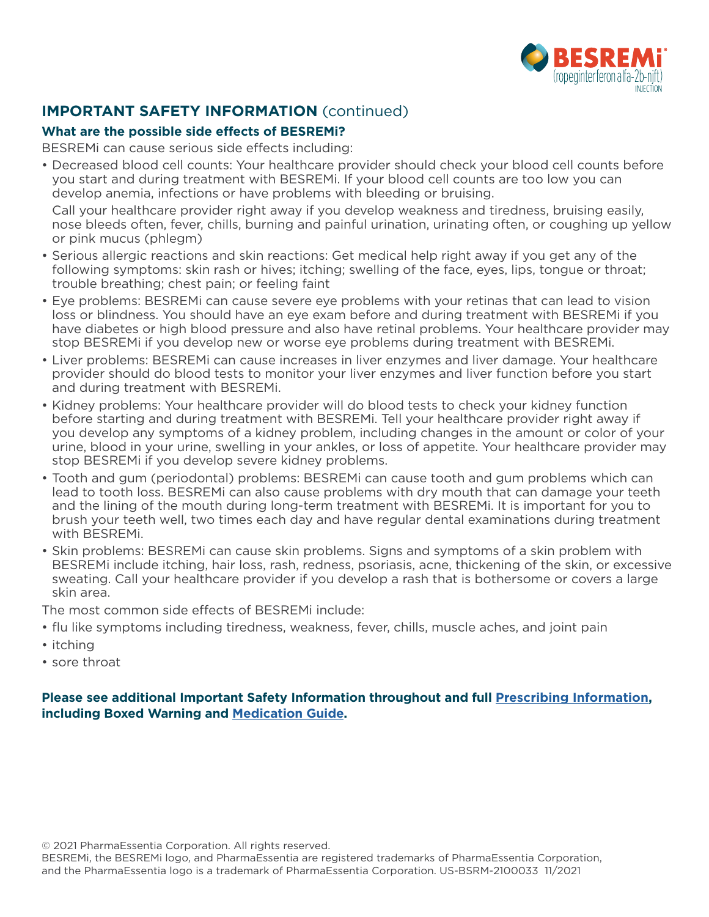BESREMi®
(ropeginterferon alfa-2b-njft)
INJECTION

## IMPORTANT SAFETY INFORMATION (continued)

### What are the possible side effects of BESREMi?

BESREMi can cause serious side effects including:

- Decreased blood cell counts: Your healthcare provider should check your blood cell counts before you start and during treatment with BESREMi. If your blood cell counts are too low you can develop anemia, infections or have problems with bleeding or bruising.

  Call your healthcare provider right away if you develop weakness and tiredness, bruising easily, nose bleeds often, fever, chills, burning and painful urination, urinating often, or coughing up yellow or pink mucus (phlegm)
- Serious allergic reactions and skin reactions: Get medical help right away if you get any of the following symptoms: skin rash or hives; itching; swelling of the face, eyes, lips, tongue or throat; trouble breathing; chest pain; or feeling faint
- Eye problems: BESREMi can cause severe eye problems with your retinas that can lead to vision loss or blindness. You should have an eye exam before and during treatment with BESREMi if you have diabetes or high blood pressure and also have retinal problems. Your healthcare provider may stop BESREMi if you develop new or worse eye problems during treatment with BESREMi.
- Liver problems: BESREMi can cause increases in liver enzymes and liver damage. Your healthcare provider should do blood tests to monitor your liver enzymes and liver function before you start and during treatment with BESREMi.
- Kidney problems: Your healthcare provider will do blood tests to check your kidney function before starting and during treatment with BESREMi. Tell your healthcare provider right away if you develop any symptoms of a kidney problem, including changes in the amount or color of your urine, blood in your urine, swelling in your ankles, or loss of appetite. Your healthcare provider may stop BESREMi if you develop severe kidney problems.
- Tooth and gum (periodontal) problems: BESREMi can cause tooth and gum problems which can lead to tooth loss. BESREMi can also cause problems with dry mouth that can damage your teeth and the lining of the mouth during long-term treatment with BESREMi. It is important for you to brush your teeth well, two times each day and have regular dental examinations during treatment with BESREMi.
- Skin problems: BESREMi can cause skin problems. Signs and symptoms of a skin problem with BESREMi include itching, hair loss, rash, redness, psoriasis, acne, thickening of the skin, or excessive sweating. Call your healthcare provider if you develop a rash that is bothersome or covers a large skin area.

The most common side effects of BESREMi include:

- flu like symptoms including tiredness, weakness, fever, chills, muscle aches, and joint pain
- itching
- sore throat

**Please see additional Important Safety Information throughout and full Prescribing Information, including Boxed Warning and Medication Guide.**

© 2021 PharmaEssentia Corporation. All rights reserved.
BESREMi, the BESREMi logo, and PharmaEssentia are registered trademarks of PharmaEssentia Corporation, and the PharmaEssentia logo is a trademark of PharmaEssentia Corporation. US-BSRM-2100033 11/2021